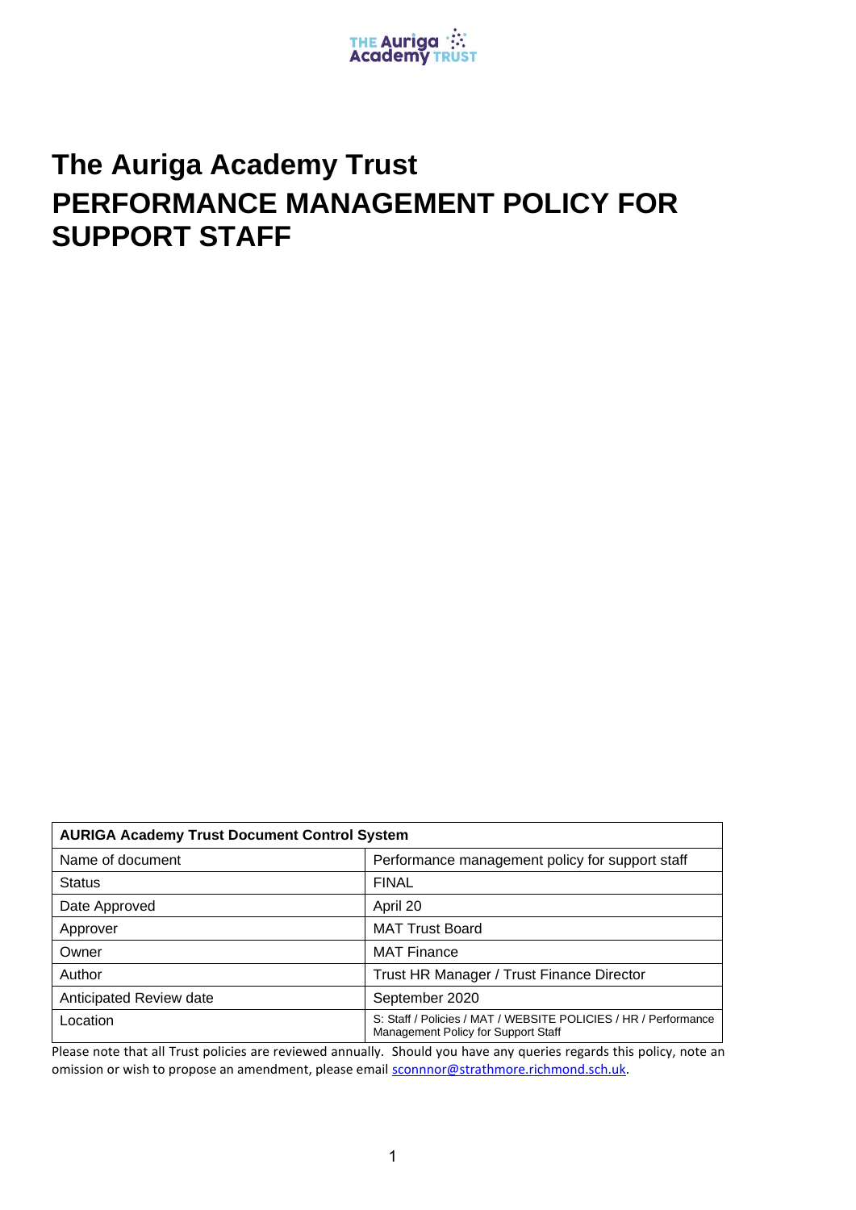# The Auriga Academy Trust

# PERFORMANCE MANAGEMENT POLICY FOR SUPPORT STAFF

| AURIGA Academy Trust Document Control System | |
|---|---|
| Name of document | Performance management policy for support staff |
| Status | FINAL |
| Date Approved | April 20 |
| Approver | MAT Trust Board |
| Owner | MAT Finance |
| Author | Trust HR Manager / Trust Finance Director |
| Anticipated Review date | September 2020 |
| Location | S: Staff / Policies / MAT / WEBSITE POLICIES / HR / Performance Management Policy for Support Staff |

Please note that all Trust policies are reviewed annually. Should you have any queries regards this policy, note an omission or wish to propose an amendment, please email sconnnor@strathmore.richmond.sch.uk.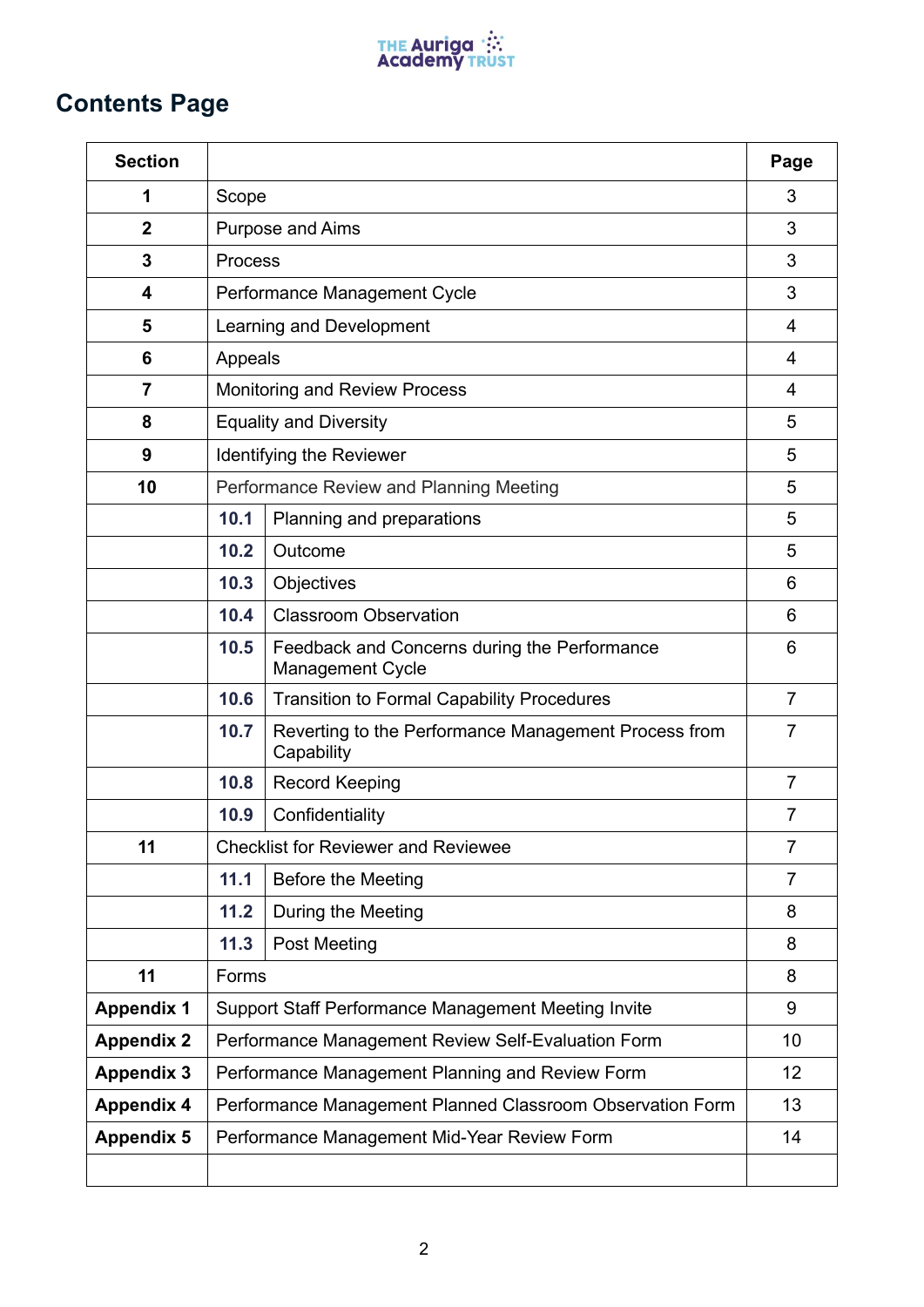## Contents Page

| Section | | | Page |
|---|---|---|---|
| **1** | Scope | | 3 |
| **2** | Purpose and Aims | | 3 |
| **3** | Process | | 3 |
| **4** | Performance Management Cycle | | 3 |
| **5** | Learning and Development | | 4 |
| **6** | Appeals | | 4 |
| **7** | Monitoring and Review Process | | 4 |
| **8** | Equality and Diversity | | 5 |
| **9** | Identifying the Reviewer | | 5 |
| **10** | Performance Review and Planning Meeting | | 5 |
| | **10.1** | Planning and preparations | 5 |
| | **10.2** | Outcome | 5 |
| | **10.3** | Objectives | 6 |
| | **10.4** | Classroom Observation | 6 |
| | **10.5** | Feedback and Concerns during the Performance Management Cycle | 6 |
| | **10.6** | Transition to Formal Capability Procedures | 7 |
| | **10.7** | Reverting to the Performance Management Process from Capability | 7 |
| | **10.8** | Record Keeping | 7 |
| | **10.9** | Confidentiality | 7 |
| **11** | Checklist for Reviewer and Reviewee | | 7 |
| | **11.1** | Before the Meeting | 7 |
| | **11.2** | During the Meeting | 8 |
| | **11.3** | Post Meeting | 8 |
| **11** | Forms | | 8 |
| **Appendix 1** | Support Staff Performance Management Meeting Invite | | 9 |
| **Appendix 2** | Performance Management Review Self-Evaluation Form | | 10 |
| **Appendix 3** | Performance Management Planning and Review Form | | 12 |
| **Appendix 4** | Performance Management Planned Classroom Observation Form | | 13 |
| **Appendix 5** | Performance Management Mid-Year Review Form | | 14 |
| | | | |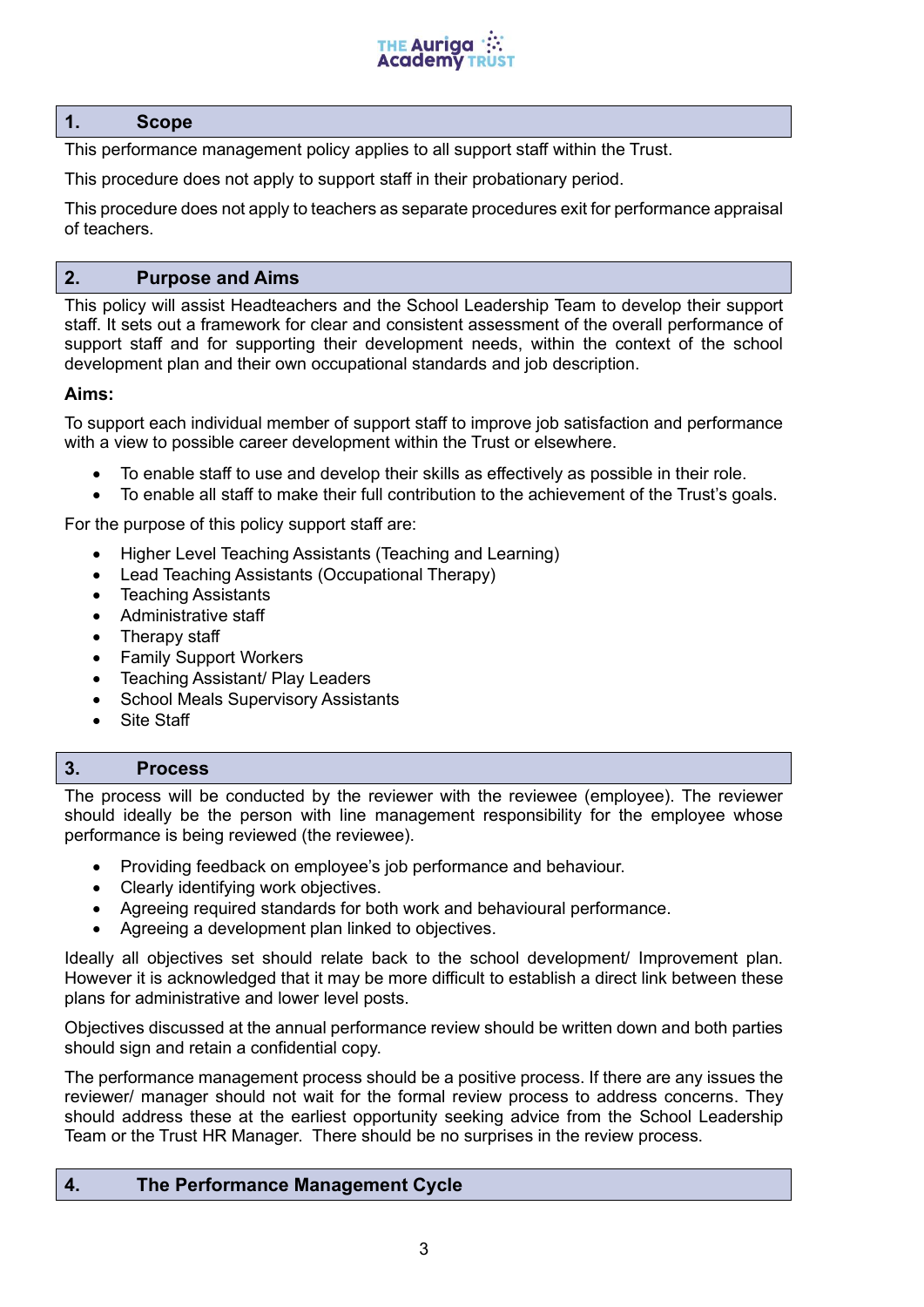## 1. Scope

This performance management policy applies to all support staff within the Trust.

This procedure does not apply to support staff in their probationary period.

This procedure does not apply to teachers as separate procedures exit for performance appraisal of teachers.

## 2. Purpose and Aims

This policy will assist Headteachers and the School Leadership Team to develop their support staff. It sets out a framework for clear and consistent assessment of the overall performance of support staff and for supporting their development needs, within the context of the school development plan and their own occupational standards and job description.

**Aims:**

To support each individual member of support staff to improve job satisfaction and performance with a view to possible career development within the Trust or elsewhere.

- To enable staff to use and develop their skills as effectively as possible in their role.
- To enable all staff to make their full contribution to the achievement of the Trust's goals.

For the purpose of this policy support staff are:

- Higher Level Teaching Assistants (Teaching and Learning)
- Lead Teaching Assistants (Occupational Therapy)
- Teaching Assistants
- Administrative staff
- Therapy staff
- Family Support Workers
- Teaching Assistant/ Play Leaders
- School Meals Supervisory Assistants
- Site Staff

## 3. Process

The process will be conducted by the reviewer with the reviewee (employee). The reviewer should ideally be the person with line management responsibility for the employee whose performance is being reviewed (the reviewee).

- Providing feedback on employee's job performance and behaviour.
- Clearly identifying work objectives.
- Agreeing required standards for both work and behavioural performance.
- Agreeing a development plan linked to objectives.

Ideally all objectives set should relate back to the school development/ Improvement plan. However it is acknowledged that it may be more difficult to establish a direct link between these plans for administrative and lower level posts.

Objectives discussed at the annual performance review should be written down and both parties should sign and retain a confidential copy.

The performance management process should be a positive process. If there are any issues the reviewer/ manager should not wait for the formal review process to address concerns. They should address these at the earliest opportunity seeking advice from the School Leadership Team or the Trust HR Manager. There should be no surprises in the review process.

## 4. The Performance Management Cycle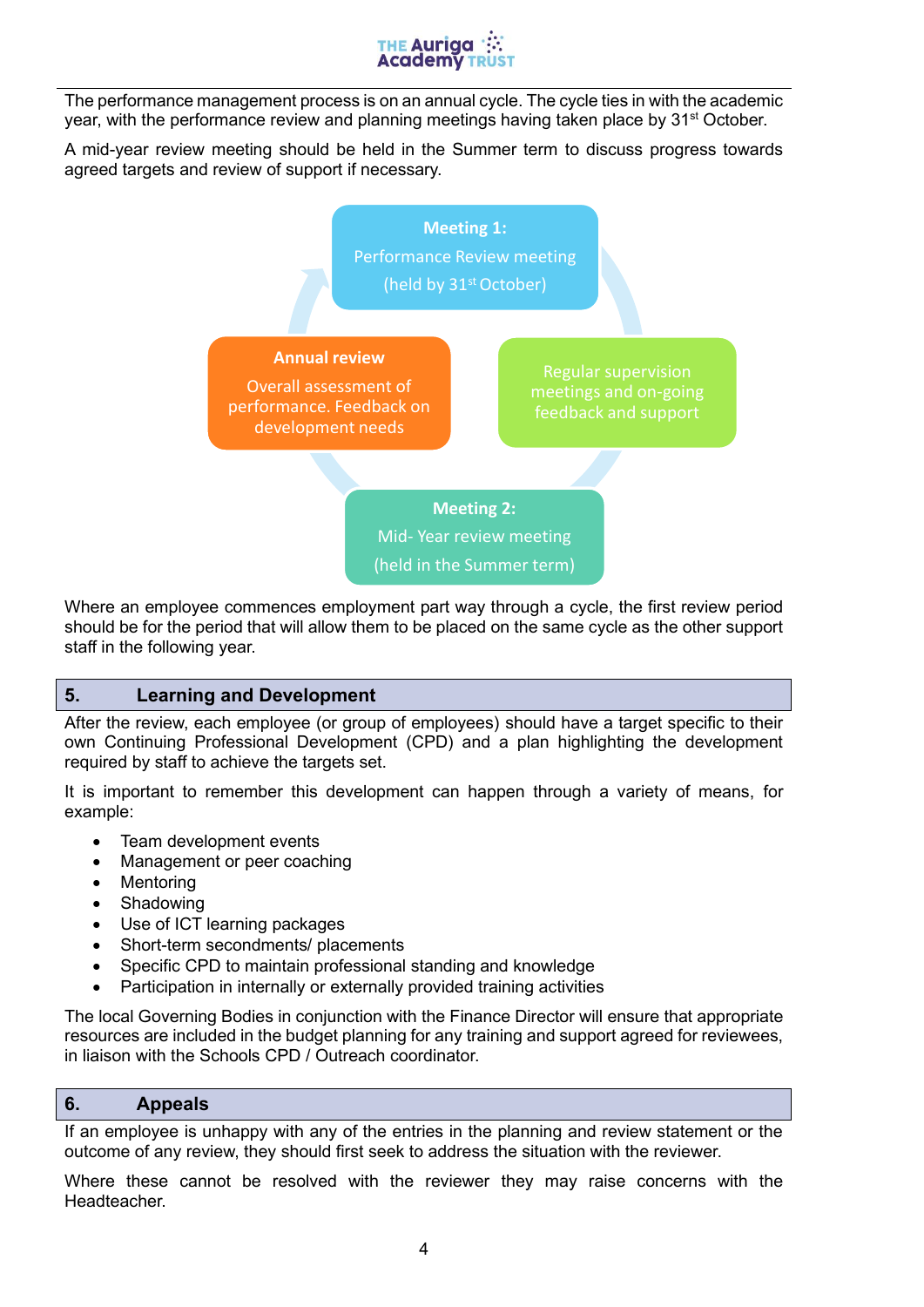The performance management process is on an annual cycle. The cycle ties in with the academic year, with the performance review and planning meetings having taken place by 31st October.

A mid-year review meeting should be held in the Summer term to discuss progress towards agreed targets and review of support if necessary.

**Meeting 1:**
Performance Review meeting
(held by 31st October)

Regular supervision meetings and on-going feedback and support

**Meeting 2:**
Mid- Year review meeting
(held in the Summer term)

**Annual review**
Overall assessment of performance. Feedback on development needs

Where an employee commences employment part way through a cycle, the first review period should be for the period that will allow them to be placed on the same cycle as the other support staff in the following year.

## 5. Learning and Development

After the review, each employee (or group of employees) should have a target specific to their own Continuing Professional Development (CPD) and a plan highlighting the development required by staff to achieve the targets set.

It is important to remember this development can happen through a variety of means, for example:

- Team development events
- Management or peer coaching
- Mentoring
- Shadowing
- Use of ICT learning packages
- Short-term secondments/ placements
- Specific CPD to maintain professional standing and knowledge
- Participation in internally or externally provided training activities

The local Governing Bodies in conjunction with the Finance Director will ensure that appropriate resources are included in the budget planning for any training and support agreed for reviewees, in liaison with the Schools CPD / Outreach coordinator.

## 6. Appeals

If an employee is unhappy with any of the entries in the planning and review statement or the outcome of any review, they should first seek to address the situation with the reviewer.

Where these cannot be resolved with the reviewer they may raise concerns with the Headteacher.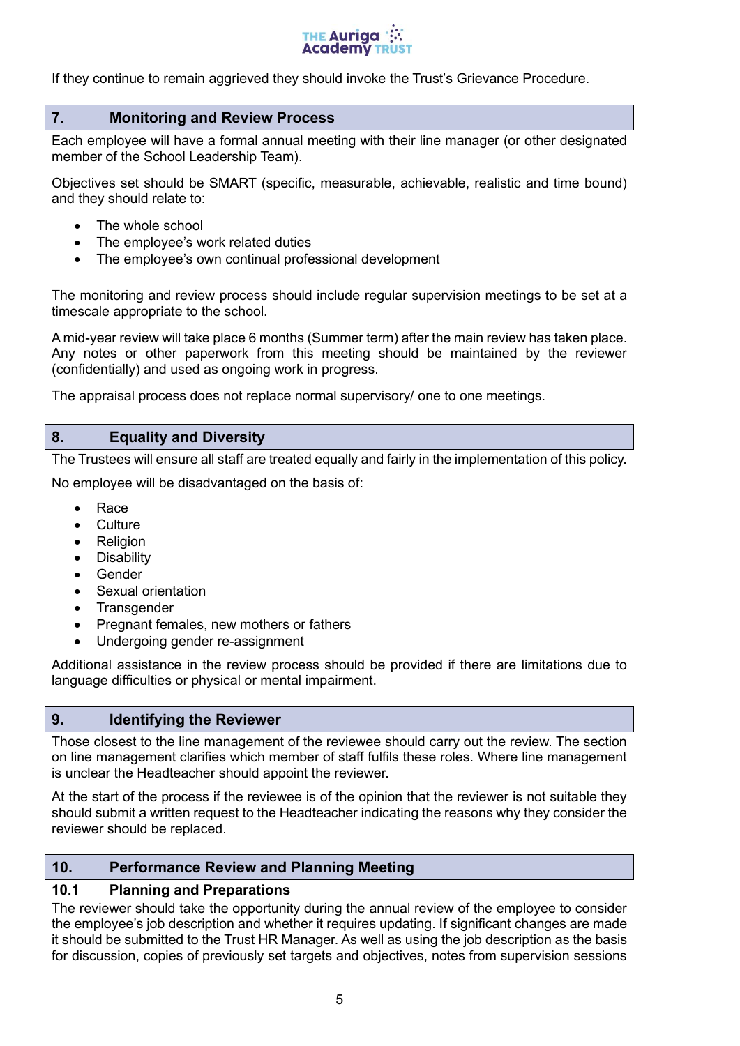If they continue to remain aggrieved they should invoke the Trust's Grievance Procedure.

## 7. Monitoring and Review Process

Each employee will have a formal annual meeting with their line manager (or other designated member of the School Leadership Team).

Objectives set should be SMART (specific, measurable, achievable, realistic and time bound) and they should relate to:

- The whole school
- The employee's work related duties
- The employee's own continual professional development

The monitoring and review process should include regular supervision meetings to be set at a timescale appropriate to the school.

A mid-year review will take place 6 months (Summer term) after the main review has taken place. Any notes or other paperwork from this meeting should be maintained by the reviewer (confidentially) and used as ongoing work in progress.

The appraisal process does not replace normal supervisory/ one to one meetings.

## 8. Equality and Diversity

The Trustees will ensure all staff are treated equally and fairly in the implementation of this policy.

No employee will be disadvantaged on the basis of:

- Race
- Culture
- Religion
- Disability
- Gender
- Sexual orientation
- Transgender
- Pregnant females, new mothers or fathers
- Undergoing gender re-assignment

Additional assistance in the review process should be provided if there are limitations due to language difficulties or physical or mental impairment.

## 9. Identifying the Reviewer

Those closest to the line management of the reviewee should carry out the review. The section on line management clarifies which member of staff fulfils these roles. Where line management is unclear the Headteacher should appoint the reviewer.

At the start of the process if the reviewee is of the opinion that the reviewer is not suitable they should submit a written request to the Headteacher indicating the reasons why they consider the reviewer should be replaced.

## 10. Performance Review and Planning Meeting

### 10.1 Planning and Preparations

The reviewer should take the opportunity during the annual review of the employee to consider the employee's job description and whether it requires updating. If significant changes are made it should be submitted to the Trust HR Manager. As well as using the job description as the basis for discussion, copies of previously set targets and objectives, notes from supervision sessions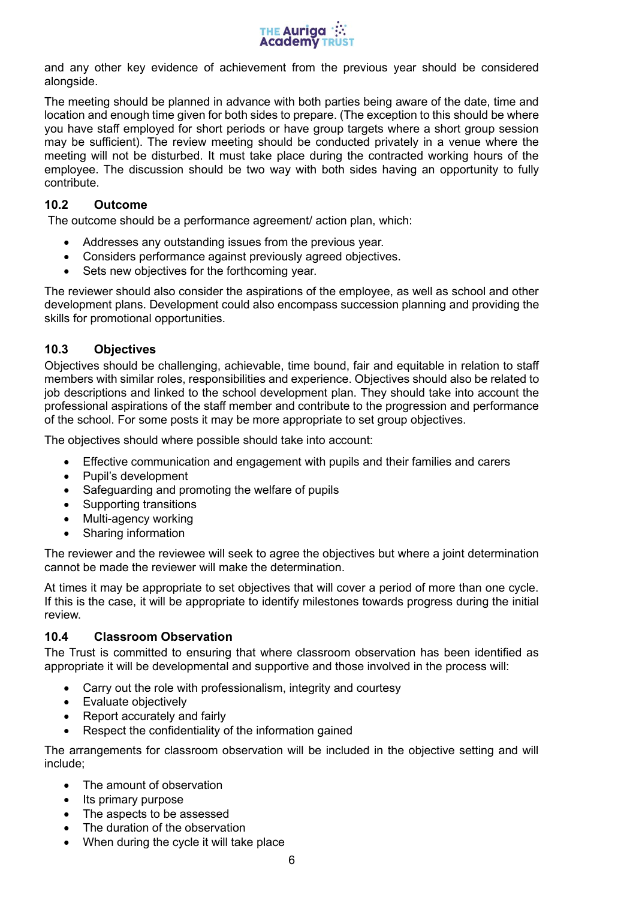and any other key evidence of achievement from the previous year should be considered alongside.

The meeting should be planned in advance with both parties being aware of the date, time and location and enough time given for both sides to prepare. (The exception to this should be where you have staff employed for short periods or have group targets where a short group session may be sufficient). The review meeting should be conducted privately in a venue where the meeting will not be disturbed. It must take place during the contracted working hours of the employee. The discussion should be two way with both sides having an opportunity to fully contribute.

### 10.2 Outcome

The outcome should be a performance agreement/ action plan, which:

- Addresses any outstanding issues from the previous year.
- Considers performance against previously agreed objectives.
- Sets new objectives for the forthcoming year.

The reviewer should also consider the aspirations of the employee, as well as school and other development plans. Development could also encompass succession planning and providing the skills for promotional opportunities.

### 10.3 Objectives

Objectives should be challenging, achievable, time bound, fair and equitable in relation to staff members with similar roles, responsibilities and experience. Objectives should also be related to job descriptions and linked to the school development plan. They should take into account the professional aspirations of the staff member and contribute to the progression and performance of the school. For some posts it may be more appropriate to set group objectives.

The objectives should where possible should take into account:

- Effective communication and engagement with pupils and their families and carers
- Pupil's development
- Safeguarding and promoting the welfare of pupils
- Supporting transitions
- Multi-agency working
- Sharing information

The reviewer and the reviewee will seek to agree the objectives but where a joint determination cannot be made the reviewer will make the determination.

At times it may be appropriate to set objectives that will cover a period of more than one cycle. If this is the case, it will be appropriate to identify milestones towards progress during the initial review.

### 10.4 Classroom Observation

The Trust is committed to ensuring that where classroom observation has been identified as appropriate it will be developmental and supportive and those involved in the process will:

- Carry out the role with professionalism, integrity and courtesy
- Evaluate objectively
- Report accurately and fairly
- Respect the confidentiality of the information gained

The arrangements for classroom observation will be included in the objective setting and will include;

- The amount of observation
- Its primary purpose
- The aspects to be assessed
- The duration of the observation
- When during the cycle it will take place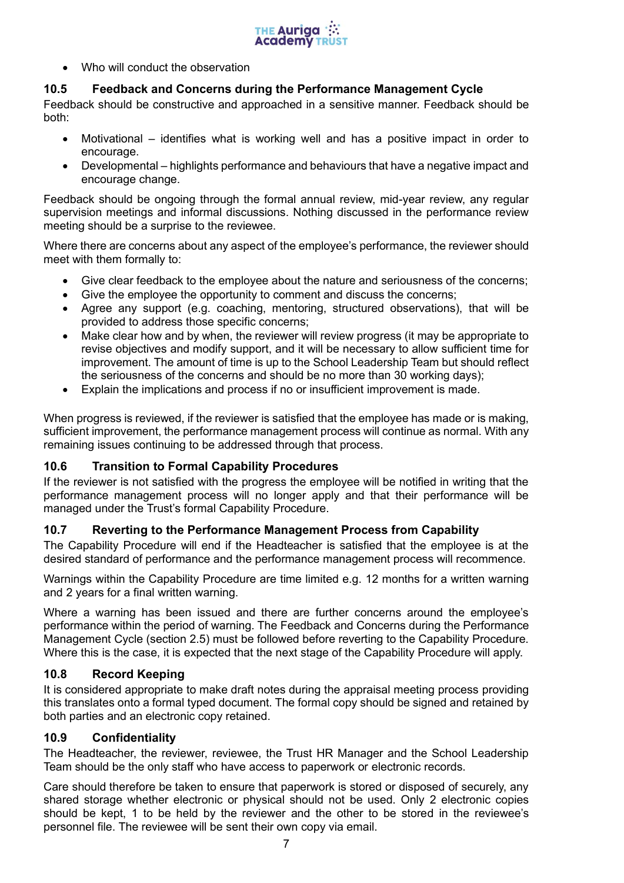- Who will conduct the observation

### 10.5 Feedback and Concerns during the Performance Management Cycle

Feedback should be constructive and approached in a sensitive manner. Feedback should be both:

- Motivational – identifies what is working well and has a positive impact in order to encourage.
- Developmental – highlights performance and behaviours that have a negative impact and encourage change.

Feedback should be ongoing through the formal annual review, mid-year review, any regular supervision meetings and informal discussions. Nothing discussed in the performance review meeting should be a surprise to the reviewee.

Where there are concerns about any aspect of the employee's performance, the reviewer should meet with them formally to:

- Give clear feedback to the employee about the nature and seriousness of the concerns;
- Give the employee the opportunity to comment and discuss the concerns;
- Agree any support (e.g. coaching, mentoring, structured observations), that will be provided to address those specific concerns;
- Make clear how and by when, the reviewer will review progress (it may be appropriate to revise objectives and modify support, and it will be necessary to allow sufficient time for improvement. The amount of time is up to the School Leadership Team but should reflect the seriousness of the concerns and should be no more than 30 working days);
- Explain the implications and process if no or insufficient improvement is made.

When progress is reviewed, if the reviewer is satisfied that the employee has made or is making, sufficient improvement, the performance management process will continue as normal. With any remaining issues continuing to be addressed through that process.

### 10.6 Transition to Formal Capability Procedures

If the reviewer is not satisfied with the progress the employee will be notified in writing that the performance management process will no longer apply and that their performance will be managed under the Trust's formal Capability Procedure.

### 10.7 Reverting to the Performance Management Process from Capability

The Capability Procedure will end if the Headteacher is satisfied that the employee is at the desired standard of performance and the performance management process will recommence.

Warnings within the Capability Procedure are time limited e.g. 12 months for a written warning and 2 years for a final written warning.

Where a warning has been issued and there are further concerns around the employee's performance within the period of warning. The Feedback and Concerns during the Performance Management Cycle (section 2.5) must be followed before reverting to the Capability Procedure. Where this is the case, it is expected that the next stage of the Capability Procedure will apply.

### 10.8 Record Keeping

It is considered appropriate to make draft notes during the appraisal meeting process providing this translates onto a formal typed document. The formal copy should be signed and retained by both parties and an electronic copy retained.

### 10.9 Confidentiality

The Headteacher, the reviewer, reviewee, the Trust HR Manager and the School Leadership Team should be the only staff who have access to paperwork or electronic records.

Care should therefore be taken to ensure that paperwork is stored or disposed of securely, any shared storage whether electronic or physical should not be used. Only 2 electronic copies should be kept, 1 to be held by the reviewer and the other to be stored in the reviewee's personnel file. The reviewee will be sent their own copy via email.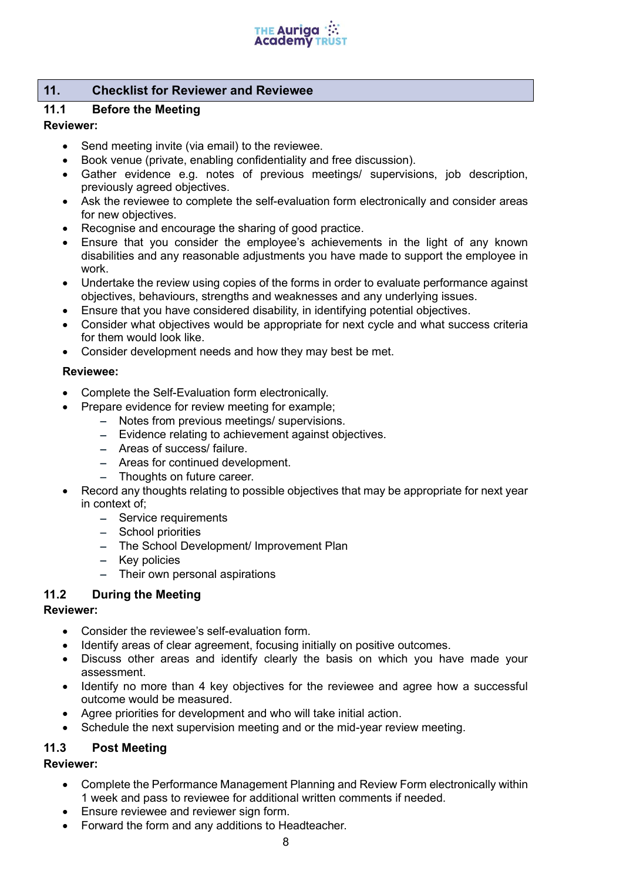## 11. Checklist for Reviewer and Reviewee

### 11.1 Before the Meeting

**Reviewer:**

- Send meeting invite (via email) to the reviewee.
- Book venue (private, enabling confidentiality and free discussion).
- Gather evidence e.g. notes of previous meetings/ supervisions, job description, previously agreed objectives.
- Ask the reviewee to complete the self-evaluation form electronically and consider areas for new objectives.
- Recognise and encourage the sharing of good practice.
- Ensure that you consider the employee's achievements in the light of any known disabilities and any reasonable adjustments you have made to support the employee in work.
- Undertake the review using copies of the forms in order to evaluate performance against objectives, behaviours, strengths and weaknesses and any underlying issues.
- Ensure that you have considered disability, in identifying potential objectives.
- Consider what objectives would be appropriate for next cycle and what success criteria for them would look like.
- Consider development needs and how they may best be met.

**Reviewee:**

- Complete the Self-Evaluation form electronically.
- Prepare evidence for review meeting for example;
  - Notes from previous meetings/ supervisions.
  - Evidence relating to achievement against objectives.
  - Areas of success/ failure.
  - Areas for continued development.
  - Thoughts on future career.
- Record any thoughts relating to possible objectives that may be appropriate for next year in context of;
  - Service requirements
  - School priorities
  - The School Development/ Improvement Plan
  - Key policies
  - Their own personal aspirations

### 11.2 During the Meeting

**Reviewer:**

- Consider the reviewee's self-evaluation form.
- Identify areas of clear agreement, focusing initially on positive outcomes.
- Discuss other areas and identify clearly the basis on which you have made your assessment.
- Identify no more than 4 key objectives for the reviewee and agree how a successful outcome would be measured.
- Agree priorities for development and who will take initial action.
- Schedule the next supervision meeting and or the mid-year review meeting.

### 11.3 Post Meeting

**Reviewer:**

- Complete the Performance Management Planning and Review Form electronically within 1 week and pass to reviewee for additional written comments if needed.
- Ensure reviewee and reviewer sign form.
- Forward the form and any additions to Headteacher.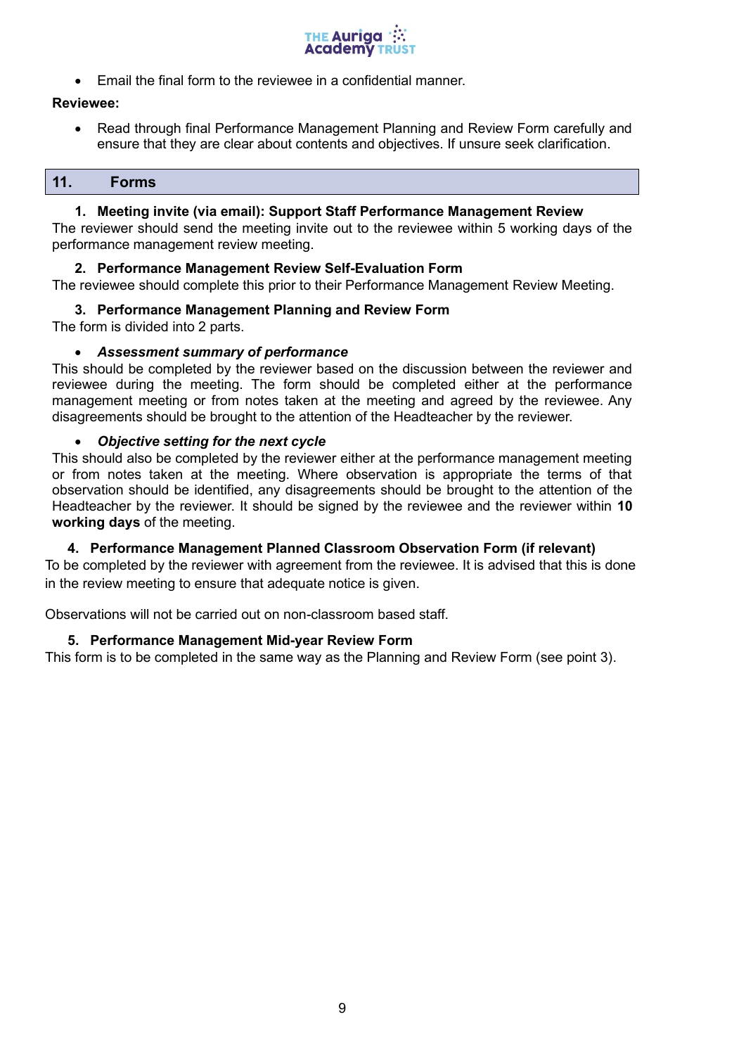- Email the final form to the reviewee in a confidential manner.

**Reviewee:**

- Read through final Performance Management Planning and Review Form carefully and ensure that they are clear about contents and objectives. If unsure seek clarification.

## 11. Forms

1. **Meeting invite (via email): Support Staff Performance Management Review**

The reviewer should send the meeting invite out to the reviewee within 5 working days of the performance management review meeting.

2. **Performance Management Review Self-Evaluation Form**

The reviewee should complete this prior to their Performance Management Review Meeting.

3. **Performance Management Planning and Review Form**

The form is divided into 2 parts.

- ***Assessment summary of performance***

This should be completed by the reviewer based on the discussion between the reviewer and reviewee during the meeting. The form should be completed either at the performance management meeting or from notes taken at the meeting and agreed by the reviewee. Any disagreements should be brought to the attention of the Headteacher by the reviewer.

- ***Objective setting for the next cycle***

This should also be completed by the reviewer either at the performance management meeting or from notes taken at the meeting. Where observation is appropriate the terms of that observation should be identified, any disagreements should be brought to the attention of the Headteacher by the reviewer. It should be signed by the reviewee and the reviewer within **10 working days** of the meeting.

4. **Performance Management Planned Classroom Observation Form (if relevant)**

To be completed by the reviewer with agreement from the reviewee. It is advised that this is done in the review meeting to ensure that adequate notice is given.

Observations will not be carried out on non-classroom based staff.

5. **Performance Management Mid-year Review Form**

This form is to be completed in the same way as the Planning and Review Form (see point 3).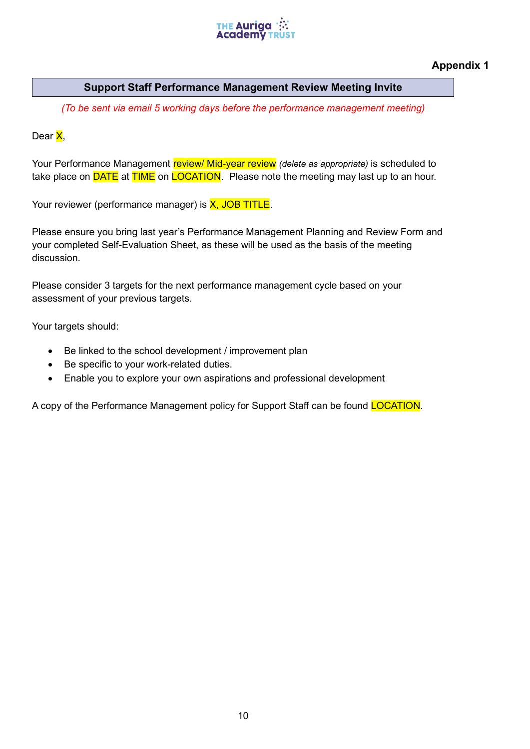**Appendix 1**

## Support Staff Performance Management Review Meeting Invite

*(To be sent via email 5 working days before the performance management meeting)*

Dear X,

Your Performance Management review/ Mid-year review *(delete as appropriate)* is scheduled to take place on DATE at TIME on LOCATION.  Please note the meeting may last up to an hour.

Your reviewer (performance manager) is X, JOB TITLE.

Please ensure you bring last year's Performance Management Planning and Review Form and your completed Self-Evaluation Sheet, as these will be used as the basis of the meeting discussion.

Please consider 3 targets for the next performance management cycle based on your assessment of your previous targets.

Your targets should:

- Be linked to the school development / improvement plan
- Be specific to your work-related duties.
- Enable you to explore your own aspirations and professional development

A copy of the Performance Management policy for Support Staff can be found LOCATION.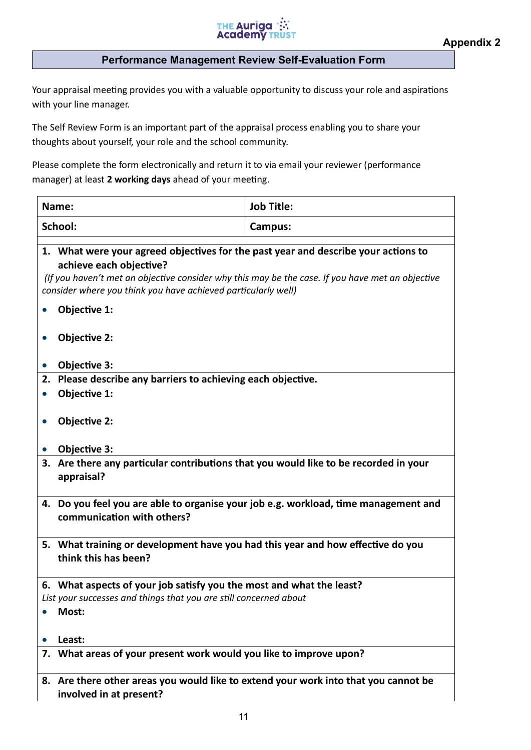Appendix 2

## Performance Management Review Self-Evaluation Form

Your appraisal meeting provides you with a valuable opportunity to discuss your role and aspirations with your line manager.

The Self Review Form is an important part of the appraisal process enabling you to share your thoughts about yourself, your role and the school community.

Please complete the form electronically and return it to via email your reviewer (performance manager) at least **2 working days** ahead of your meeting.

| **Name:** | **Job Title:** |
|---|---|
| **School:** | **Campus:** |

**1. What were your agreed objectives for the past year and describe your actions to achieve each objective?**

*(If you haven't met an objective consider why this may be the case. If you have met an objective consider where you think you have achieved particularly well)*

- **Objective 1:**
- **Objective 2:**
- **Objective 3:**

**2. Please describe any barriers to achieving each objective.**

- **Objective 1:**
- **Objective 2:**
- **Objective 3:**

**3. Are there any particular contributions that you would like to be recorded in your appraisal?**

**4. Do you feel you are able to organise your job e.g. workload, time management and communication with others?**

**5. What training or development have you had this year and how effective do you think this has been?**

**6. What aspects of your job satisfy you the most and what the least?**

*List your successes and things that you are still concerned about*

- **Most:**
- **Least:**

**7. What areas of your present work would you like to improve upon?**

**8. Are there other areas you would like to extend your work into that you cannot be involved in at present?**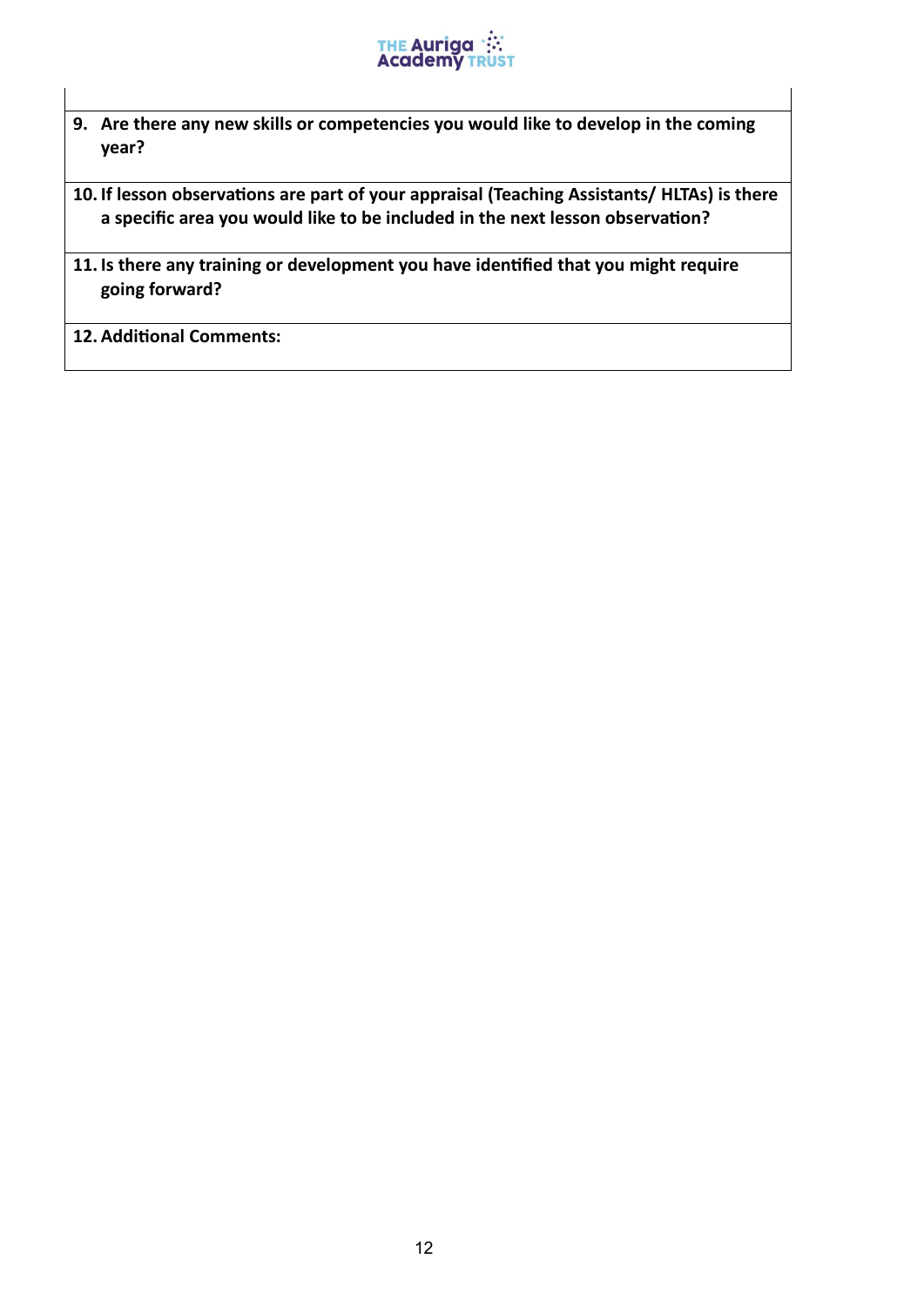| |
|---|
| **9. Are there any new skills or competencies you would like to develop in the coming year?** |
| **10. If lesson observations are part of your appraisal (Teaching Assistants/ HLTAs) is there a specific area you would like to be included in the next lesson observation?** |
| **11. Is there any training or development you have identified that you might require going forward?** |
| **12. Additional Comments:** |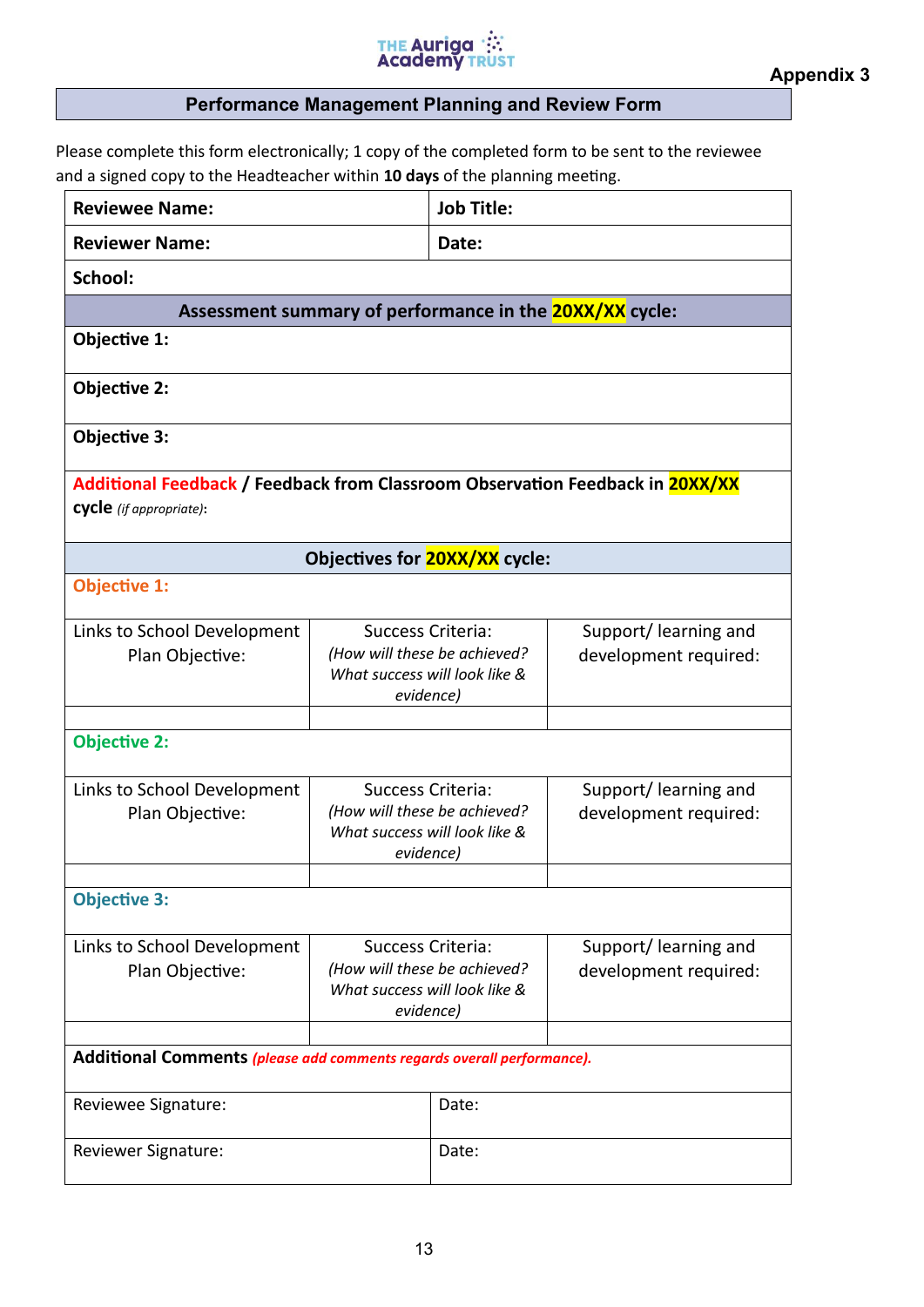THE Auriga Academy TRUST

**Appendix 3**

## Performance Management Planning and Review Form

Please complete this form electronically; 1 copy of the completed form to be sent to the reviewee and a signed copy to the Headteacher within **10 days** of the planning meeting.

| **Reviewee Name:** | **Job Title:** |
|---|---|
| **Reviewer Name:** | **Date:** |
| **School:** | |

**Assessment summary of performance in the 20XX/XX cycle:**

**Objective 1:**

**Objective 2:**

**Objective 3:**

**Additional Feedback / Feedback from Classroom Observation Feedback in 20XX/XX cycle** *(if appropriate)*:

**Objectives for 20XX/XX cycle:**

**Objective 1:**

| Links to School Development Plan Objective: | Success Criteria: *(How will these be achieved? What success will look like & evidence)* | Support/ learning and development required: |
|---|---|---|
| | | |

**Objective 2:**

| Links to School Development Plan Objective: | Success Criteria: *(How will these be achieved? What success will look like & evidence)* | Support/ learning and development required: |
|---|---|---|
| | | |

**Objective 3:**

| Links to School Development Plan Objective: | Success Criteria: *(How will these be achieved? What success will look like & evidence)* | Support/ learning and development required: |
|---|---|---|
| | | |

**Additional Comments** ***(please add comments regards overall performance).***

| Reviewee Signature: | Date: |
|---|---|
| Reviewer Signature: | Date: |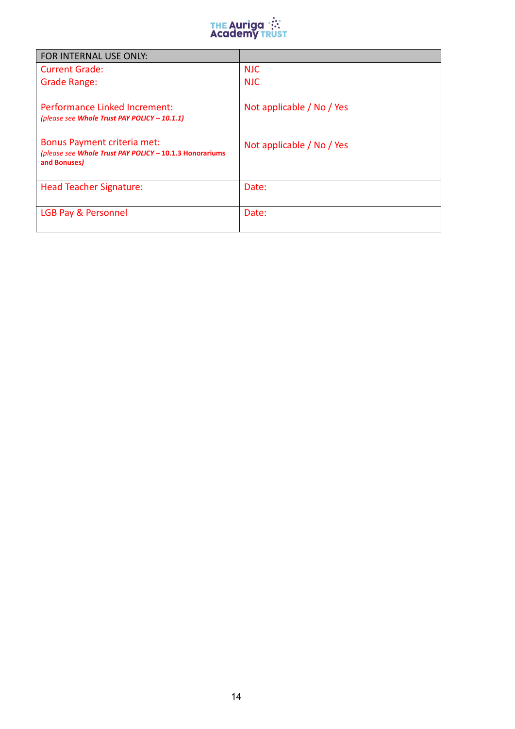| FOR INTERNAL USE ONLY: | |
|---|---|
| Current Grade:<br>Grade Range:<br><br>Performance Linked Increment:<br>*(please see **Whole Trust PAY POLICY – 10.1.1**)*<br><br>Bonus Payment criteria met:<br>*(please see **Whole Trust PAY POLICY** – **10.1.3 Honorariums and Bonuses**)* | NJC<br>NJC<br><br>Not applicable / No / Yes<br><br><br>Not applicable / No / Yes |
| Head Teacher Signature: | Date: |
| LGB Pay & Personnel | Date: |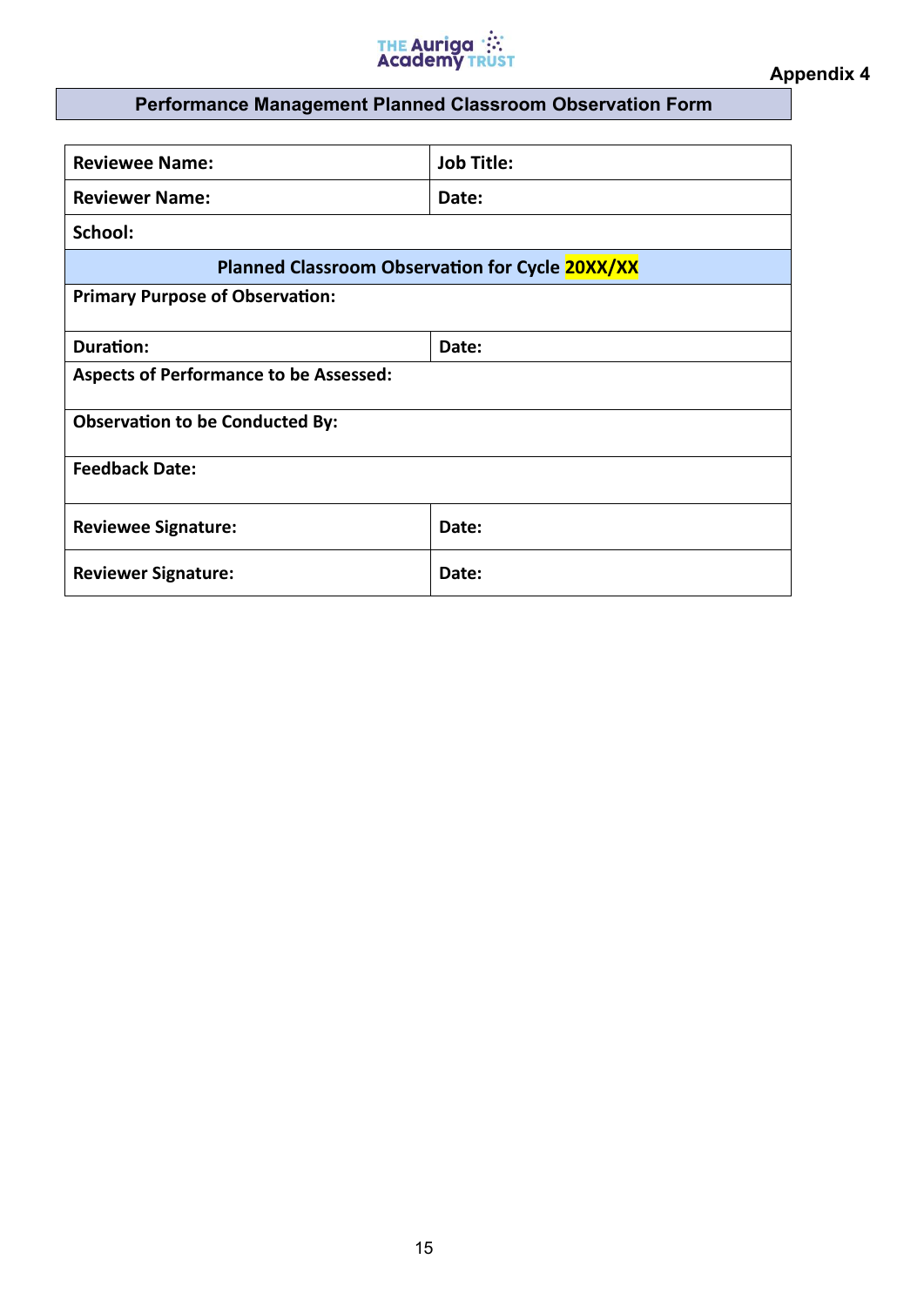Appendix 4

## Performance Management Planned Classroom Observation Form

| **Reviewee Name:** | **Job Title:** |
| --- | --- |
| **Reviewer Name:** | **Date:** |
| **School:** | |
| **Planned Classroom Observation for Cycle 20XX/XX** | |
| **Primary Purpose of Observation:** | |
| **Duration:** | **Date:** |
| **Aspects of Performance to be Assessed:** | |
| **Observation to be Conducted By:** | |
| **Feedback Date:** | |
| **Reviewee Signature:** | **Date:** |
| **Reviewer Signature:** | **Date:** |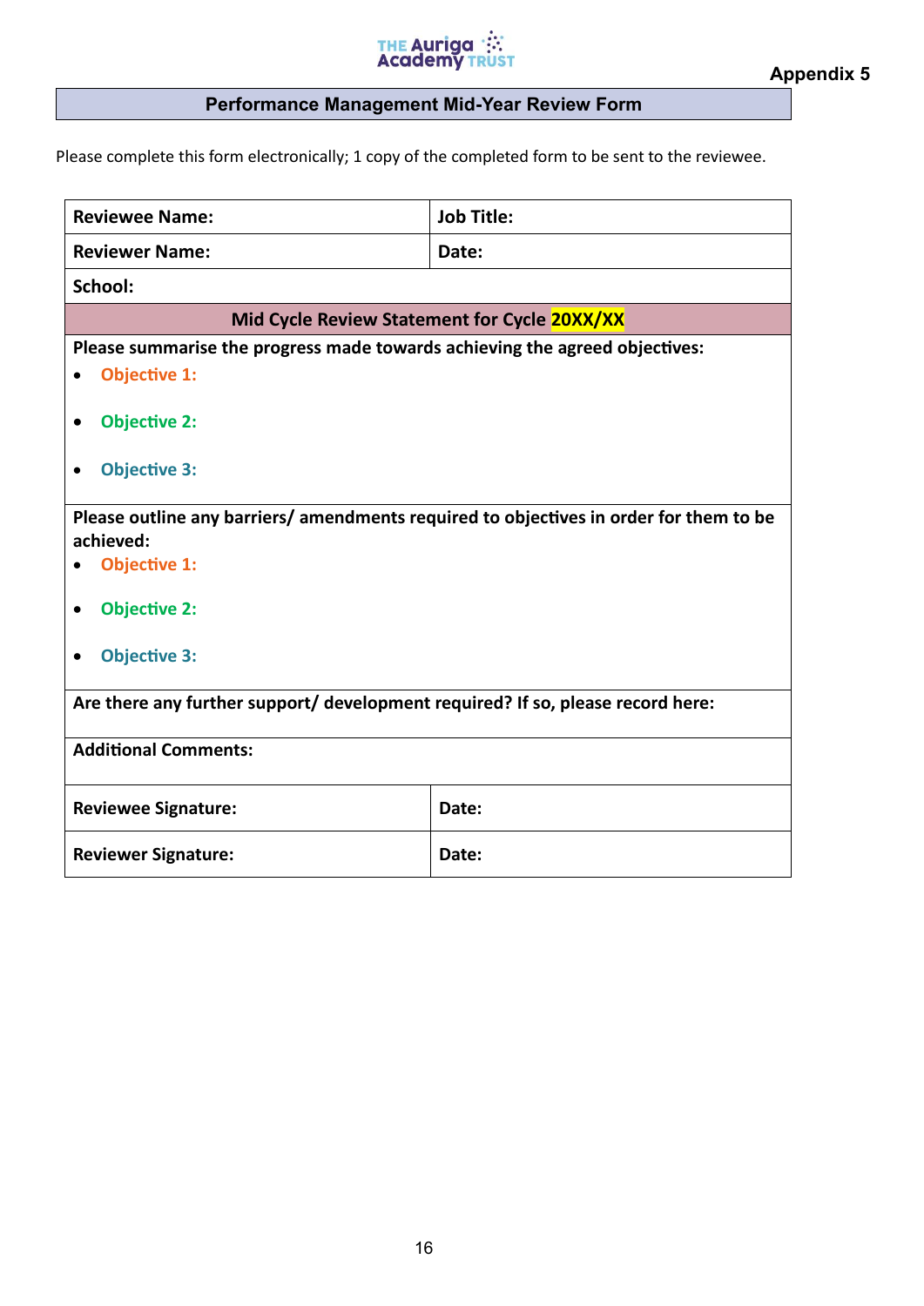Appendix 5

## Performance Management Mid-Year Review Form

Please complete this form electronically; 1 copy of the completed form to be sent to the reviewee.

| | |
|---|---|
| **Reviewee Name:** | **Job Title:** |
| **Reviewer Name:** | **Date:** |
| **School:** | |

**Mid Cycle Review Statement for Cycle 20XX/XX**

**Please summarise the progress made towards achieving the agreed objectives:**

- **Objective 1:**
- **Objective 2:**
- **Objective 3:**

**Please outline any barriers/ amendments required to objectives in order for them to be achieved:**

- **Objective 1:**
- **Objective 2:**
- **Objective 3:**

**Are there any further support/ development required? If so, please record here:**

**Additional Comments:**

| | |
|---|---|
| **Reviewee Signature:** | **Date:** |
| **Reviewer Signature:** | **Date:** |